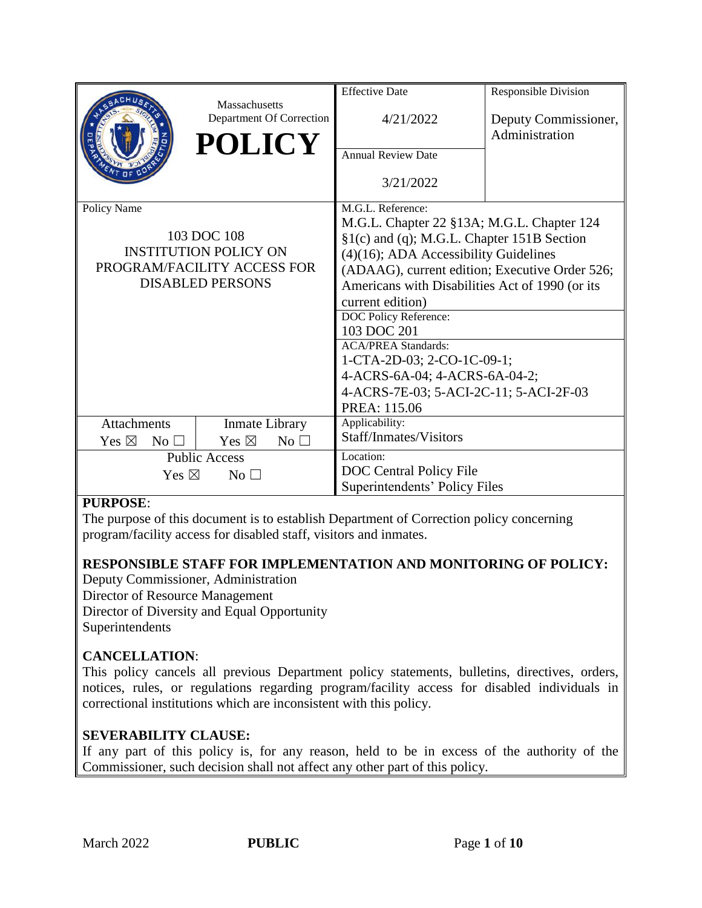| Massachusetts Department Of Correction **POLICY** | Effective Date<br>4/21/2022 | Responsible Division<br>Deputy Commissioner, Administration |
|---|---|---|
| | Annual Review Date<br>3/21/2022 | |
| Policy Name<br>103 DOC 108<br>INSTITUTION POLICY ON PROGRAM/FACILITY ACCESS FOR DISABLED PERSONS | M.G.L. Reference:<br>M.G.L. Chapter 22 §13A; M.G.L. Chapter 124 §1(c) and (q); M.G.L. Chapter 151B Section (4)(16); ADA Accessibility Guidelines (ADAAG), current edition; Executive Order 526; Americans with Disabilities Act of 1990 (or its current edition) | |
| | DOC Policy Reference:<br>103 DOC 201 | |
| | ACA/PREA Standards:<br>1-CTA-2D-03; 2-CO-1C-09-1; 4-ACRS-6A-04; 4-ACRS-6A-04-2; 4-ACRS-7E-03; 5-ACI-2C-11; 5-ACI-2F-03<br>PREA: 115.06 | |
| Attachments: Yes ☒ No ☐ / Inmate Library: Yes ☒ No ☐ | Applicability:<br>Staff/Inmates/Visitors | |
| Public Access: Yes ☒ No ☐ | Location:<br>DOC Central Policy File<br>Superintendents' Policy Files | |

**PURPOSE**:
The purpose of this document is to establish Department of Correction policy concerning program/facility access for disabled staff, visitors and inmates.

**RESPONSIBLE STAFF FOR IMPLEMENTATION AND MONITORING OF POLICY:**
Deputy Commissioner, Administration
Director of Resource Management
Director of Diversity and Equal Opportunity
Superintendents

**CANCELLATION**:
This policy cancels all previous Department policy statements, bulletins, directives, orders, notices, rules, or regulations regarding program/facility access for disabled individuals in correctional institutions which are inconsistent with this policy.

**SEVERABILITY CLAUSE:**
If any part of this policy is, for any reason, held to be in excess of the authority of the Commissioner, such decision shall not affect any other part of this policy.

March 2022 **PUBLIC**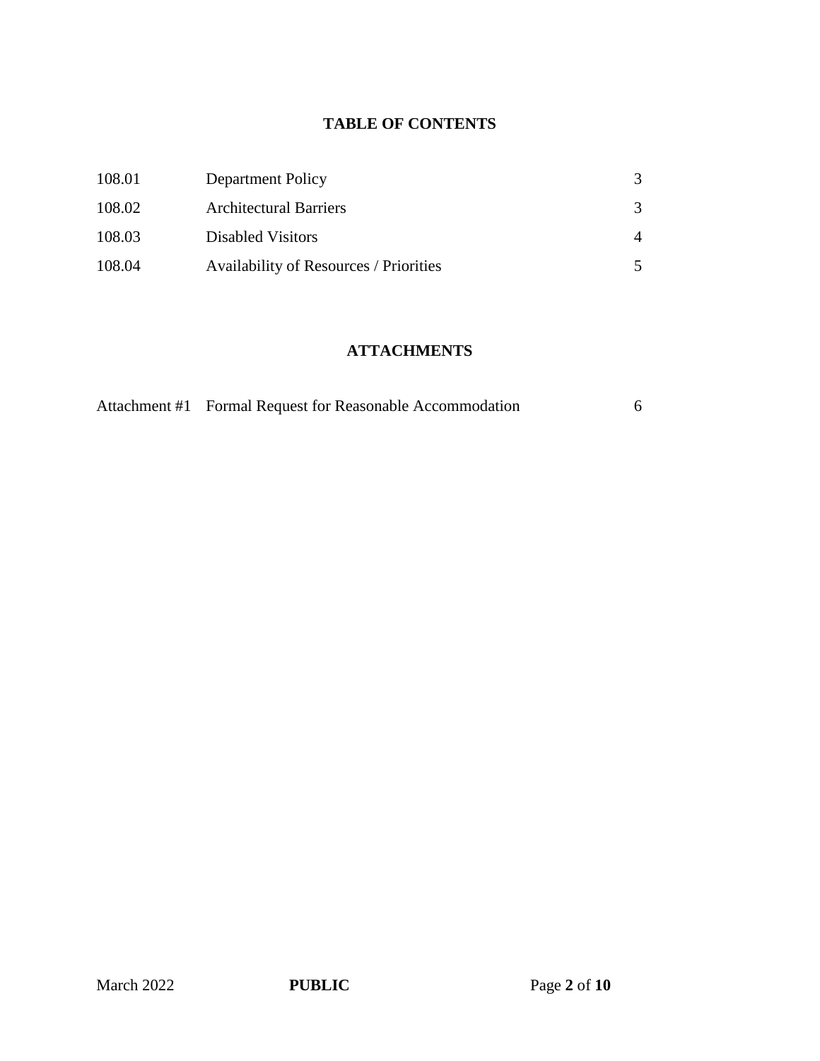## TABLE OF CONTENTS

| | | |
|---|---|---|
| 108.01 | Department Policy | 3 |
| 108.02 | Architectural Barriers | 3 |
| 108.03 | Disabled Visitors | 4 |
| 108.04 | Availability of Resources / Priorities | 5 |

## ATTACHMENTS

| | | |
|---|---|---|
| Attachment #1 | Formal Request for Reasonable Accommodation | 6 |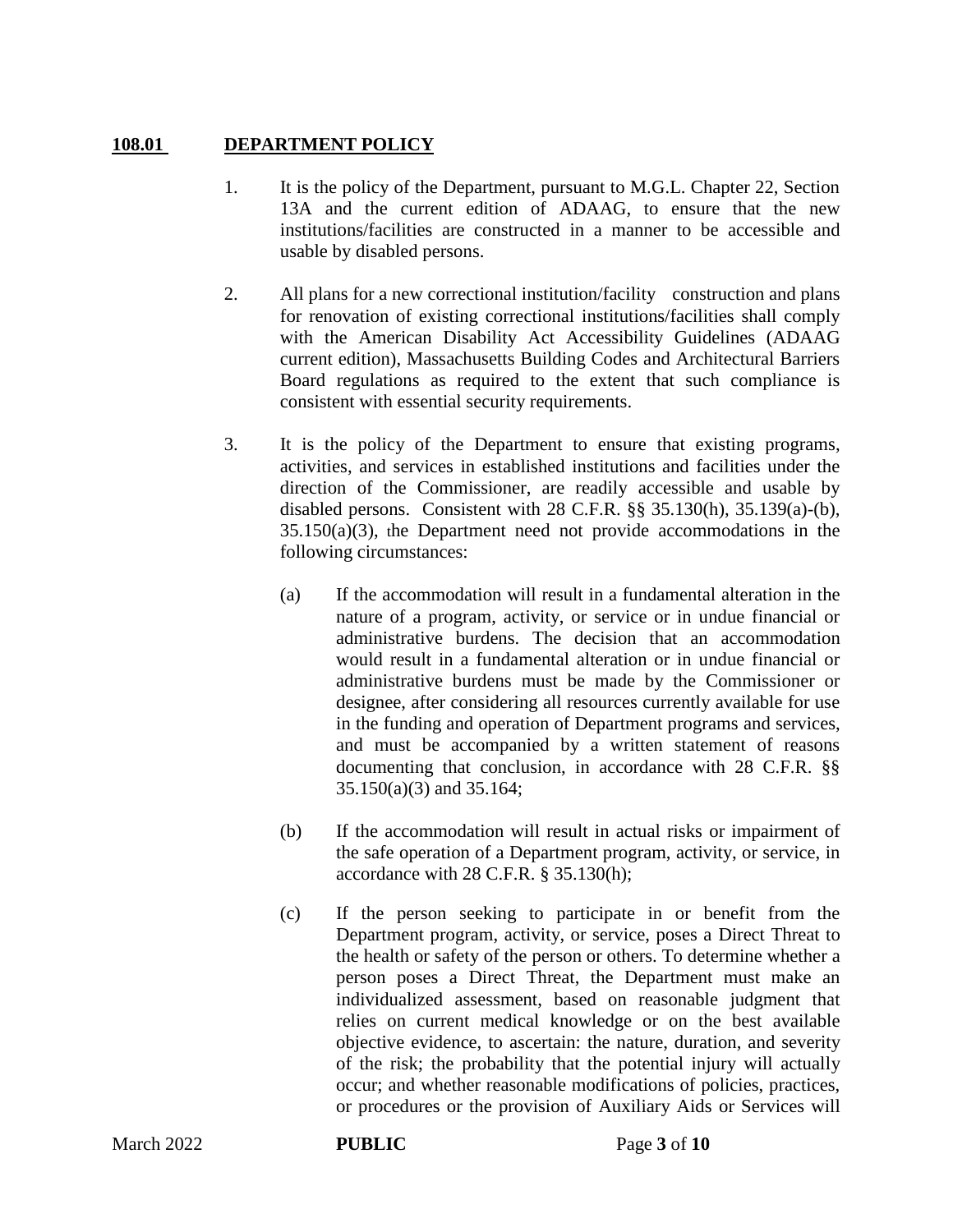## 108.01 DEPARTMENT POLICY

1. It is the policy of the Department, pursuant to M.G.L. Chapter 22, Section 13A and the current edition of ADAAG, to ensure that the new institutions/facilities are constructed in a manner to be accessible and usable by disabled persons.

2. All plans for a new correctional institution/facility construction and plans for renovation of existing correctional institutions/facilities shall comply with the American Disability Act Accessibility Guidelines (ADAAG current edition), Massachusetts Building Codes and Architectural Barriers Board regulations as required to the extent that such compliance is consistent with essential security requirements.

3. It is the policy of the Department to ensure that existing programs, activities, and services in established institutions and facilities under the direction of the Commissioner, are readily accessible and usable by disabled persons. Consistent with 28 C.F.R. §§ 35.130(h), 35.139(a)-(b), 35.150(a)(3), the Department need not provide accommodations in the following circumstances:

   (a) If the accommodation will result in a fundamental alteration in the nature of a program, activity, or service or in undue financial or administrative burdens. The decision that an accommodation would result in a fundamental alteration or in undue financial or administrative burdens must be made by the Commissioner or designee, after considering all resources currently available for use in the funding and operation of Department programs and services, and must be accompanied by a written statement of reasons documenting that conclusion, in accordance with 28 C.F.R. §§ 35.150(a)(3) and 35.164;

   (b) If the accommodation will result in actual risks or impairment of the safe operation of a Department program, activity, or service, in accordance with 28 C.F.R. § 35.130(h);

   (c) If the person seeking to participate in or benefit from the Department program, activity, or service, poses a Direct Threat to the health or safety of the person or others. To determine whether a person poses a Direct Threat, the Department must make an individualized assessment, based on reasonable judgment that relies on current medical knowledge or on the best available objective evidence, to ascertain: the nature, duration, and severity of the risk; the probability that the potential injury will actually occur; and whether reasonable modifications of policies, practices, or procedures or the provision of Auxiliary Aids or Services will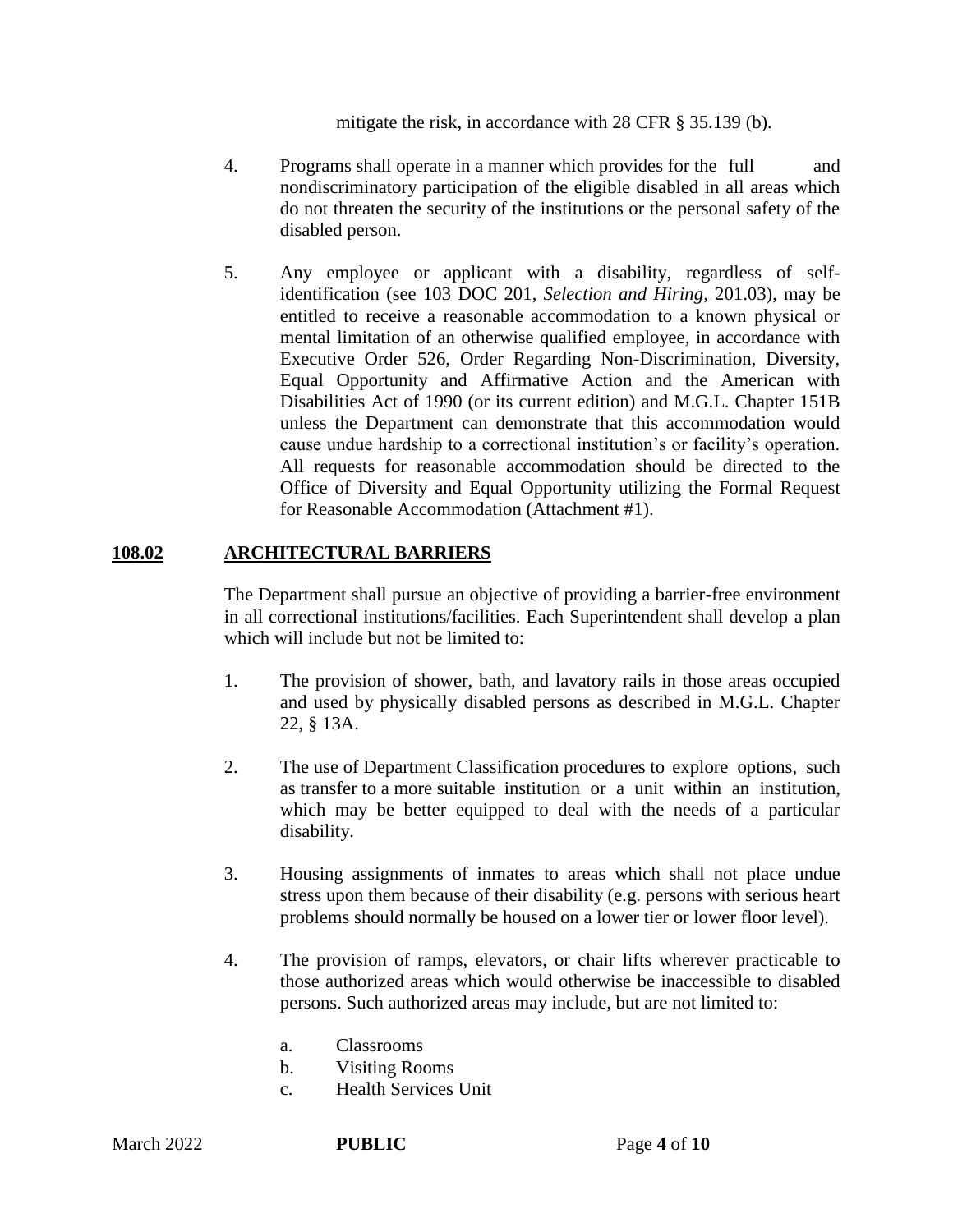mitigate the risk, in accordance with 28 CFR § 35.139 (b).

4. Programs shall operate in a manner which provides for the full and nondiscriminatory participation of the eligible disabled in all areas which do not threaten the security of the institutions or the personal safety of the disabled person.

5. Any employee or applicant with a disability, regardless of self-identification (see 103 DOC 201, *Selection and Hiring*, 201.03), may be entitled to receive a reasonable accommodation to a known physical or mental limitation of an otherwise qualified employee, in accordance with Executive Order 526, Order Regarding Non-Discrimination, Diversity, Equal Opportunity and Affirmative Action and the American with Disabilities Act of 1990 (or its current edition) and M.G.L. Chapter 151B unless the Department can demonstrate that this accommodation would cause undue hardship to a correctional institution's or facility's operation. All requests for reasonable accommodation should be directed to the Office of Diversity and Equal Opportunity utilizing the Formal Request for Reasonable Accommodation (Attachment #1).

## 108.02 ARCHITECTURAL BARRIERS

The Department shall pursue an objective of providing a barrier-free environment in all correctional institutions/facilities. Each Superintendent shall develop a plan which will include but not be limited to:

1. The provision of shower, bath, and lavatory rails in those areas occupied and used by physically disabled persons as described in M.G.L. Chapter 22, § 13A.

2. The use of Department Classification procedures to explore options, such as transfer to a more suitable institution or a unit within an institution, which may be better equipped to deal with the needs of a particular disability.

3. Housing assignments of inmates to areas which shall not place undue stress upon them because of their disability (e.g. persons with serious heart problems should normally be housed on a lower tier or lower floor level).

4. The provision of ramps, elevators, or chair lifts wherever practicable to those authorized areas which would otherwise be inaccessible to disabled persons. Such authorized areas may include, but are not limited to:

    a. Classrooms
    b. Visiting Rooms
    c. Health Services Unit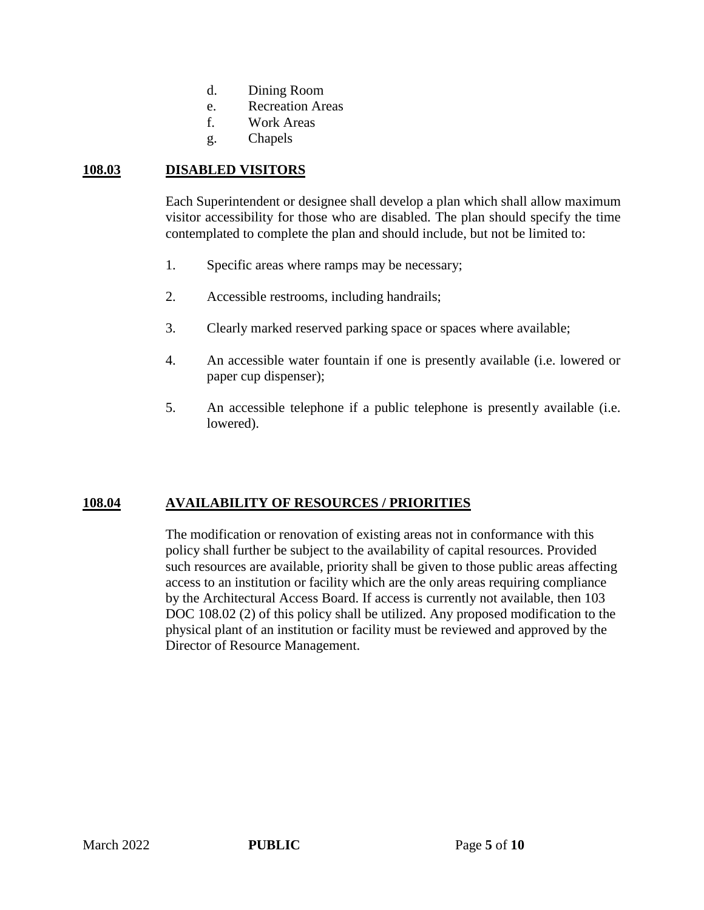d. Dining Room
e. Recreation Areas
f. Work Areas
g. Chapels

## 108.03 DISABLED VISITORS

Each Superintendent or designee shall develop a plan which shall allow maximum visitor accessibility for those who are disabled. The plan should specify the time contemplated to complete the plan and should include, but not be limited to:

1. Specific areas where ramps may be necessary;

2. Accessible restrooms, including handrails;

3. Clearly marked reserved parking space or spaces where available;

4. An accessible water fountain if one is presently available (i.e. lowered or paper cup dispenser);

5. An accessible telephone if a public telephone is presently available (i.e. lowered).

## 108.04 AVAILABILITY OF RESOURCES / PRIORITIES

The modification or renovation of existing areas not in conformance with this policy shall further be subject to the availability of capital resources. Provided such resources are available, priority shall be given to those public areas affecting access to an institution or facility which are the only areas requiring compliance by the Architectural Access Board. If access is currently not available, then 103 DOC 108.02 (2) of this policy shall be utilized. Any proposed modification to the physical plant of an institution or facility must be reviewed and approved by the Director of Resource Management.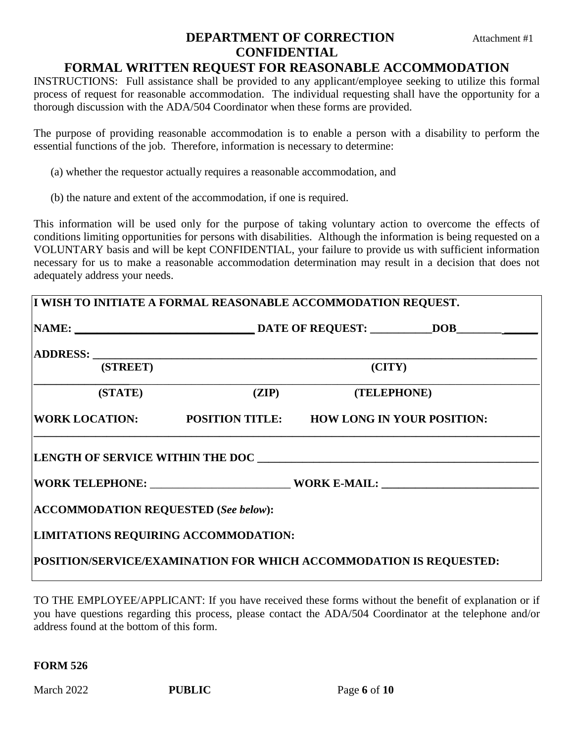# DEPARTMENT OF CORRECTION

Attachment #1

## CONFIDENTIAL

## FORMAL WRITTEN REQUEST FOR REASONABLE ACCOMMODATION

INSTRUCTIONS: Full assistance shall be provided to any applicant/employee seeking to utilize this formal process of request for reasonable accommodation. The individual requesting shall have the opportunity for a thorough discussion with the ADA/504 Coordinator when these forms are provided.

The purpose of providing reasonable accommodation is to enable a person with a disability to perform the essential functions of the job. Therefore, information is necessary to determine:

(a) whether the requestor actually requires a reasonable accommodation, and

(b) the nature and extent of the accommodation, if one is required.

This information will be used only for the purpose of taking voluntary action to overcome the effects of conditions limiting opportunities for persons with disabilities. Although the information is being requested on a VOLUNTARY basis and will be kept CONFIDENTIAL, your failure to provide us with sufficient information necessary for us to make a reasonable accommodation determination may result in a decision that does not adequately address your needs.

**I WISH TO INITIATE A FORMAL REASONABLE ACCOMMODATION REQUEST.**

**NAME:** ______________________________ **DATE OF REQUEST:** ___________ **DOB** ______________

**ADDRESS:** ___________________________________________________________________________

**(STREET)** **(CITY)**

_______________________________________________________________________________________

**(STATE)** **(ZIP)** **(TELEPHONE)**

**WORK LOCATION:** **POSITION TITLE:** **HOW LONG IN YOUR POSITION:**

_______________________________________________________________________________________

**LENGTH OF SERVICE WITHIN THE DOC** ____________________________________________

**WORK TELEPHONE:** ________________________ **WORK E-MAIL:** ___________________________

**ACCOMMODATION REQUESTED (*See below*):**

**LIMITATIONS REQUIRING ACCOMMODATION:**

**POSITION/SERVICE/EXAMINATION FOR WHICH ACCOMMODATION IS REQUESTED:**

TO THE EMPLOYEE/APPLICANT: If you have received these forms without the benefit of explanation or if you have questions regarding this process, please contact the ADA/504 Coordinator at the telephone and/or address found at the bottom of this form.

**FORM 526**

March 2022 **PUBLIC**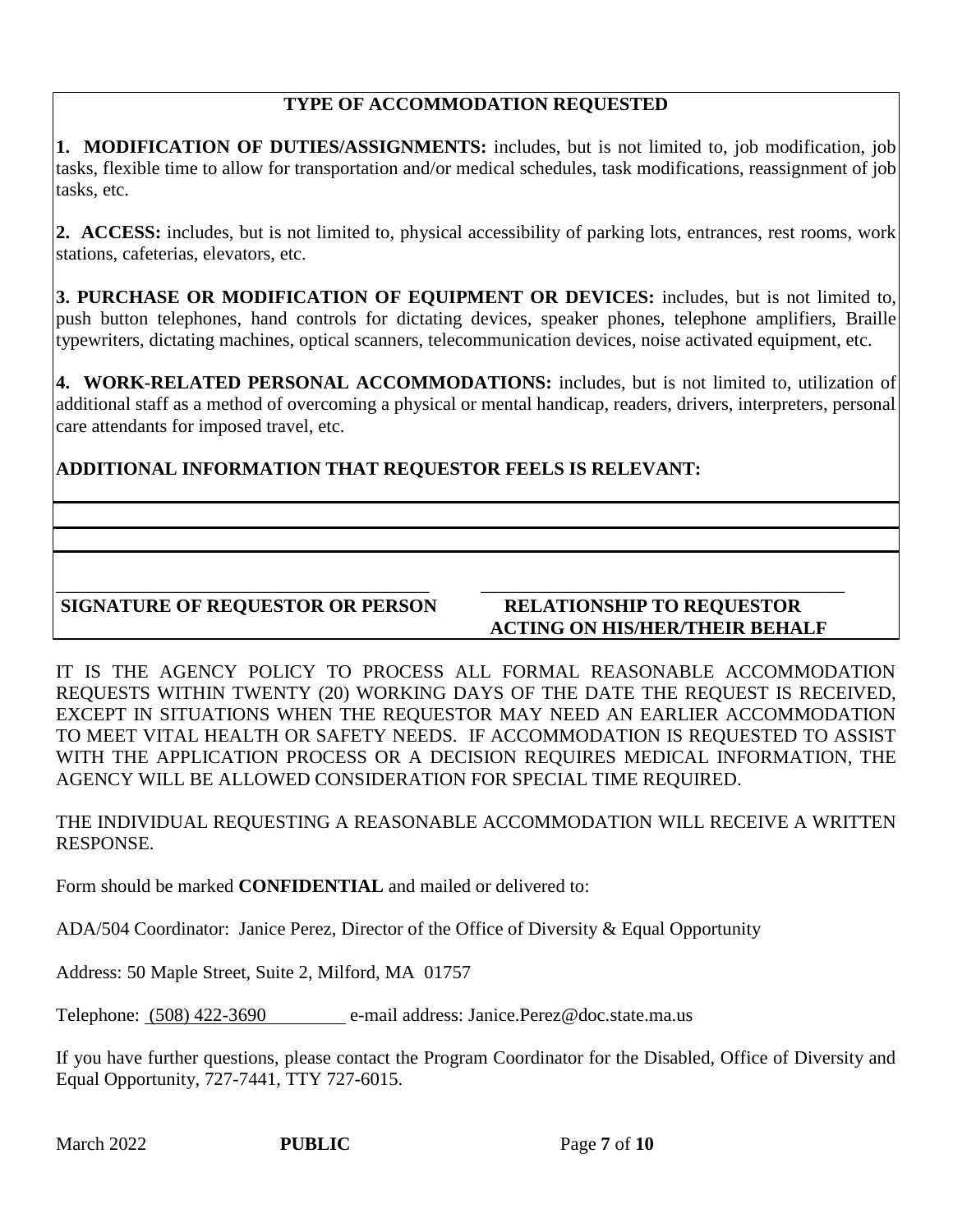## TYPE OF ACCOMMODATION REQUESTED

**1. MODIFICATION OF DUTIES/ASSIGNMENTS:** includes, but is not limited to, job modification, job tasks, flexible time to allow for transportation and/or medical schedules, task modifications, reassignment of job tasks, etc.

**2. ACCESS:** includes, but is not limited to, physical accessibility of parking lots, entrances, rest rooms, work stations, cafeterias, elevators, etc.

**3. PURCHASE OR MODIFICATION OF EQUIPMENT OR DEVICES:** includes, but is not limited to, push button telephones, hand controls for dictating devices, speaker phones, telephone amplifiers, Braille typewriters, dictating machines, optical scanners, telecommunication devices, noise activated equipment, etc.

**4. WORK-RELATED PERSONAL ACCOMMODATIONS:** includes, but is not limited to, utilization of additional staff as a method of overcoming a physical or mental handicap, readers, drivers, interpreters, personal care attendants for imposed travel, etc.

**ADDITIONAL INFORMATION THAT REQUESTOR FEELS IS RELEVANT:**

______________________________________________

______________________________________________

______________________________________________

| ______________________________ | ______________________________ |
|---|---|
| **SIGNATURE OF REQUESTOR OR PERSON** | **RELATIONSHIP TO REQUESTOR ACTING ON HIS/HER/THEIR BEHALF** |

IT IS THE AGENCY POLICY TO PROCESS ALL FORMAL REASONABLE ACCOMMODATION REQUESTS WITHIN TWENTY (20) WORKING DAYS OF THE DATE THE REQUEST IS RECEIVED, EXCEPT IN SITUATIONS WHEN THE REQUESTOR MAY NEED AN EARLIER ACCOMMODATION TO MEET VITAL HEALTH OR SAFETY NEEDS. IF ACCOMMODATION IS REQUESTED TO ASSIST WITH THE APPLICATION PROCESS OR A DECISION REQUIRES MEDICAL INFORMATION, THE AGENCY WILL BE ALLOWED CONSIDERATION FOR SPECIAL TIME REQUIRED.

THE INDIVIDUAL REQUESTING A REASONABLE ACCOMMODATION WILL RECEIVE A WRITTEN RESPONSE.

Form should be marked **CONFIDENTIAL** and mailed or delivered to:

ADA/504 Coordinator: Janice Perez, Director of the Office of Diversity & Equal Opportunity

Address: 50 Maple Street, Suite 2, Milford, MA 01757

Telephone: (508) 422-3690 e-mail address: Janice.Perez@doc.state.ma.us

If you have further questions, please contact the Program Coordinator for the Disabled, Office of Diversity and Equal Opportunity, 727-7441, TTY 727-6015.

March 2022 **PUBLIC**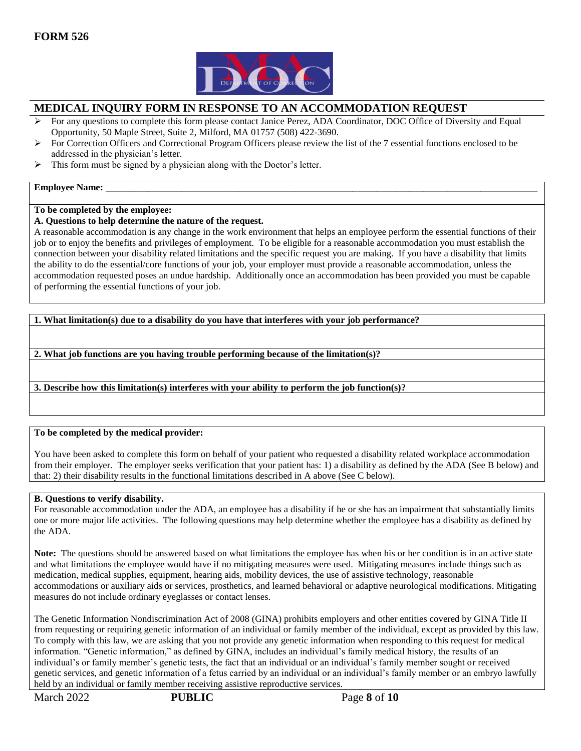**FORM 526**

## MEDICAL INQUIRY FORM IN RESPONSE TO AN ACCOMMODATION REQUEST

- For any questions to complete this form please contact Janice Perez, ADA Coordinator, DOC Office of Diversity and Equal Opportunity, 50 Maple Street, Suite 2, Milford, MA 01757 (508) 422-3690.
- For Correction Officers and Correctional Program Officers please review the list of the 7 essential functions enclosed to be addressed in the physician's letter.
- This form must be signed by a physician along with the Doctor's letter.

**Employee Name:** ______________________________________________________________________________

**To be completed by the employee:**

**A. Questions to help determine the nature of the request.**

A reasonable accommodation is any change in the work environment that helps an employee perform the essential functions of their job or to enjoy the benefits and privileges of employment. To be eligible for a reasonable accommodation you must establish the connection between your disability related limitations and the specific request you are making. If you have a disability that limits the ability to do the essential/core functions of your job, your employer must provide a reasonable accommodation, unless the accommodation requested poses an undue hardship. Additionally once an accommodation has been provided you must be capable of performing the essential functions of your job.

**1. What limitation(s) due to a disability do you have that interferes with your job performance?**

**2. What job functions are you having trouble performing because of the limitation(s)?**

**3. Describe how this limitation(s) interferes with your ability to perform the job function(s)?**

**To be completed by the medical provider:**

You have been asked to complete this form on behalf of your patient who requested a disability related workplace accommodation from their employer. The employer seeks verification that your patient has: 1) a disability as defined by the ADA (See B below) and that: 2) their disability results in the functional limitations described in A above (See C below).

**B. Questions to verify disability.**

For reasonable accommodation under the ADA, an employee has a disability if he or she has an impairment that substantially limits one or more major life activities. The following questions may help determine whether the employee has a disability as defined by the ADA.

**Note:** The questions should be answered based on what limitations the employee has when his or her condition is in an active state and what limitations the employee would have if no mitigating measures were used. Mitigating measures include things such as medication, medical supplies, equipment, hearing aids, mobility devices, the use of assistive technology, reasonable accommodations or auxiliary aids or services, prosthetics, and learned behavioral or adaptive neurological modifications. Mitigating measures do not include ordinary eyeglasses or contact lenses.

The Genetic Information Nondiscrimination Act of 2008 (GINA) prohibits employers and other entities covered by GINA Title II from requesting or requiring genetic information of an individual or family member of the individual, except as provided by this law. To comply with this law, we are asking that you not provide any genetic information when responding to this request for medical information. "Genetic information," as defined by GINA, includes an individual's family medical history, the results of an individual's or family member's genetic tests, the fact that an individual or an individual's family member sought or received genetic services, and genetic information of a fetus carried by an individual or an individual's family member or an embryo lawfully held by an individual or family member receiving assistive reproductive services.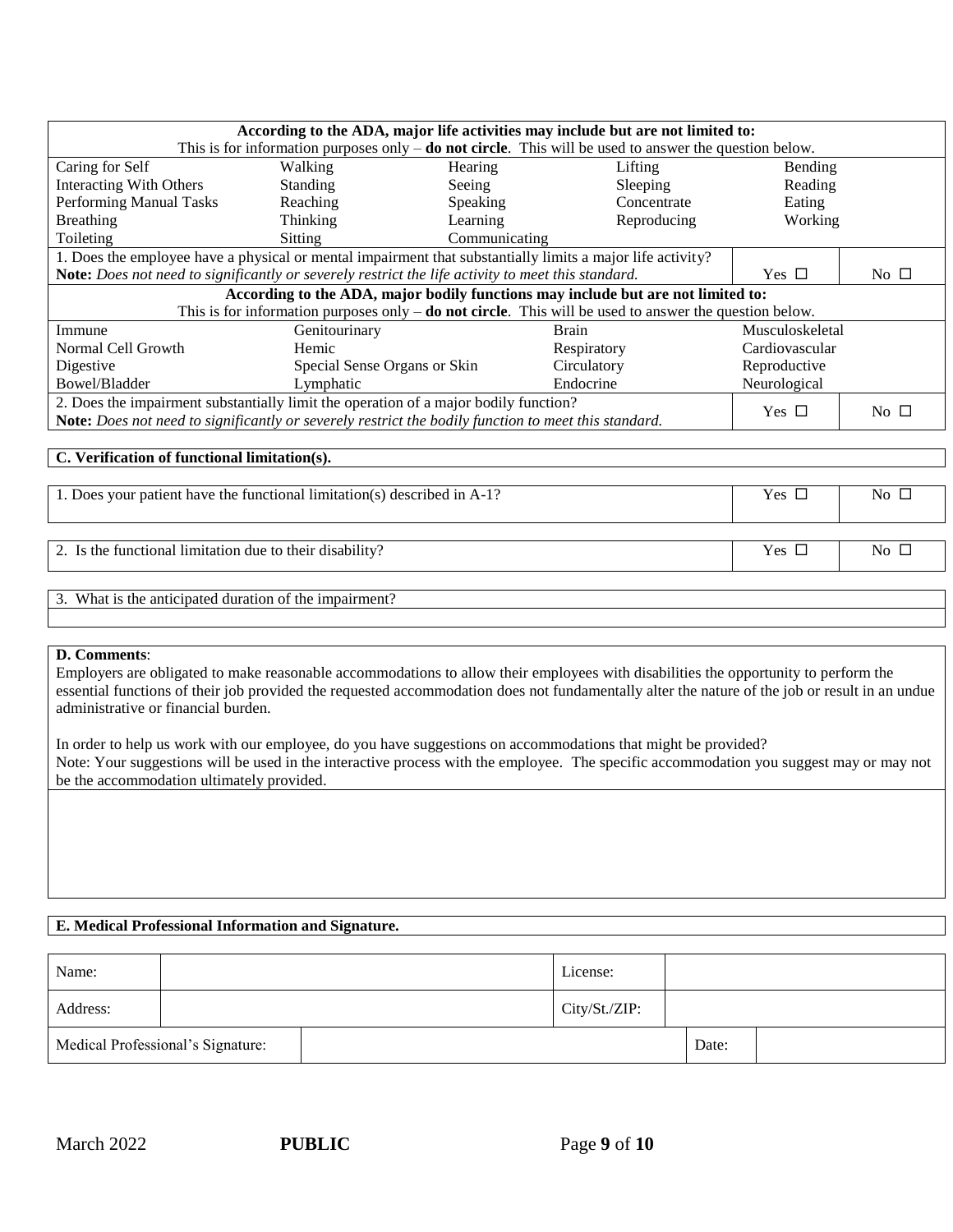| According to the ADA, major life activities may include but are not limited to: This is for information purposes only – **do not circle**. This will be used to answer the question below. | | | | |
|---|---|---|---|---|
| Caring for Self | Walking | Hearing | Lifting | Bending |
| Interacting With Others | Standing | Seeing | Sleeping | Reading |
| Performing Manual Tasks | Reaching | Speaking | Concentrate | Eating |
| Breathing | Thinking | Learning | Reproducing | Working |
| Toileting | Sitting | Communicating | | |

| 1. Does the employee have a physical or mental impairment that substantially limits a major life activity? **Note:** *Does not need to significantly or severely restrict the life activity to meet this standard.* | Yes ☐ | No ☐ |
|---|---|---|

| According to the ADA, major bodily functions may include but are not limited to: This is for information purposes only – **do not circle**. This will be used to answer the question below. | | | |
|---|---|---|---|
| Immune | Genitourinary | Brain | Musculoskeletal |
| Normal Cell Growth | Hemic | Respiratory | Cardiovascular |
| Digestive | Special Sense Organs or Skin | Circulatory | Reproductive |
| Bowel/Bladder | Lymphatic | Endocrine | Neurological |

| 2. Does the impairment substantially limit the operation of a major bodily function? **Note:** *Does not need to significantly or severely restrict the bodily function to meet this standard.* | Yes ☐ | No ☐ |
|---|---|---|

**C. Verification of functional limitation(s).**

| 1. Does your patient have the functional limitation(s) described in A-1? | Yes ☐ | No ☐ |
|---|---|---|

| 2. Is the functional limitation due to their disability? | Yes ☐ | No ☐ |
|---|---|---|

3. What is the anticipated duration of the impairment?

**D. Comments**:

Employers are obligated to make reasonable accommodations to allow their employees with disabilities the opportunity to perform the essential functions of their job provided the requested accommodation does not fundamentally alter the nature of the job or result in an undue administrative or financial burden.

In order to help us work with our employee, do you have suggestions on accommodations that might be provided?
Note: Your suggestions will be used in the interactive process with the employee. The specific accommodation you suggest may or may not be the accommodation ultimately provided.

**E. Medical Professional Information and Signature.**

| Name: | | License: | |
|---|---|---|---|
| Address: | | City/St./ZIP: | |
| Medical Professional's Signature: | | Date: | |

March 2022 **PUBLIC**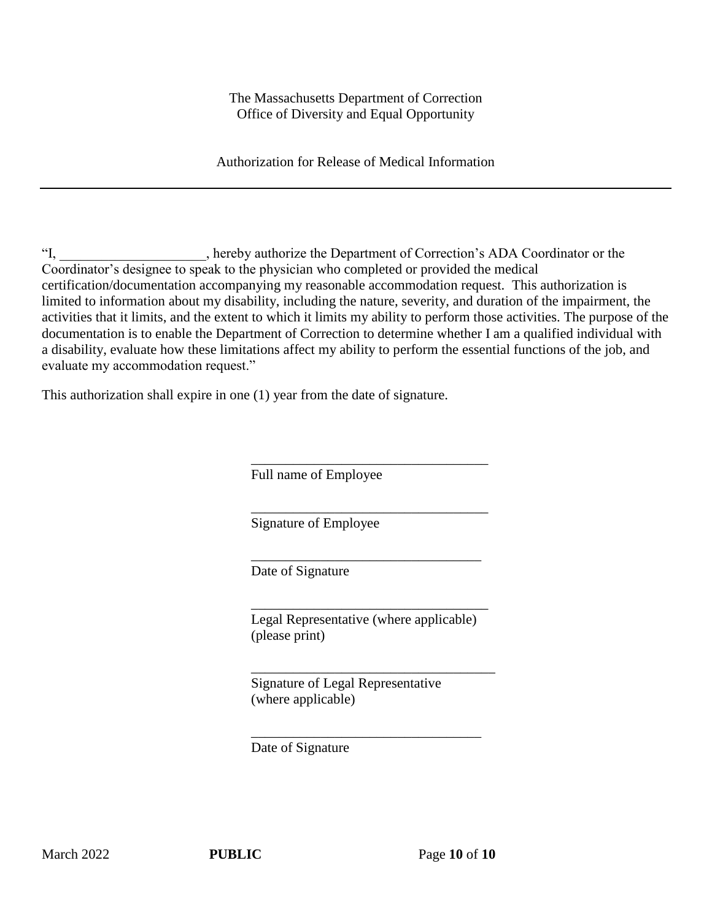The Massachusetts Department of Correction
Office of Diversity and Equal Opportunity

Authorization for Release of Medical Information

---

"I, ____________________, hereby authorize the Department of Correction's ADA Coordinator or the Coordinator's designee to speak to the physician who completed or provided the medical certification/documentation accompanying my reasonable accommodation request. This authorization is limited to information about my disability, including the nature, severity, and duration of the impairment, the activities that it limits, and the extent to which it limits my ability to perform those activities. The purpose of the documentation is to enable the Department of Correction to determine whether I am a qualified individual with a disability, evaluate how these limitations affect my ability to perform the essential functions of the job, and evaluate my accommodation request."

This authorization shall expire in one (1) year from the date of signature.

__________________________________
Full name of Employee

__________________________________
Signature of Employee

__________________________________
Date of Signature

__________________________________
Legal Representative (where applicable)
(please print)

__________________________________
Signature of Legal Representative
(where applicable)

__________________________________
Date of Signature

March 2022 **PUBLIC**